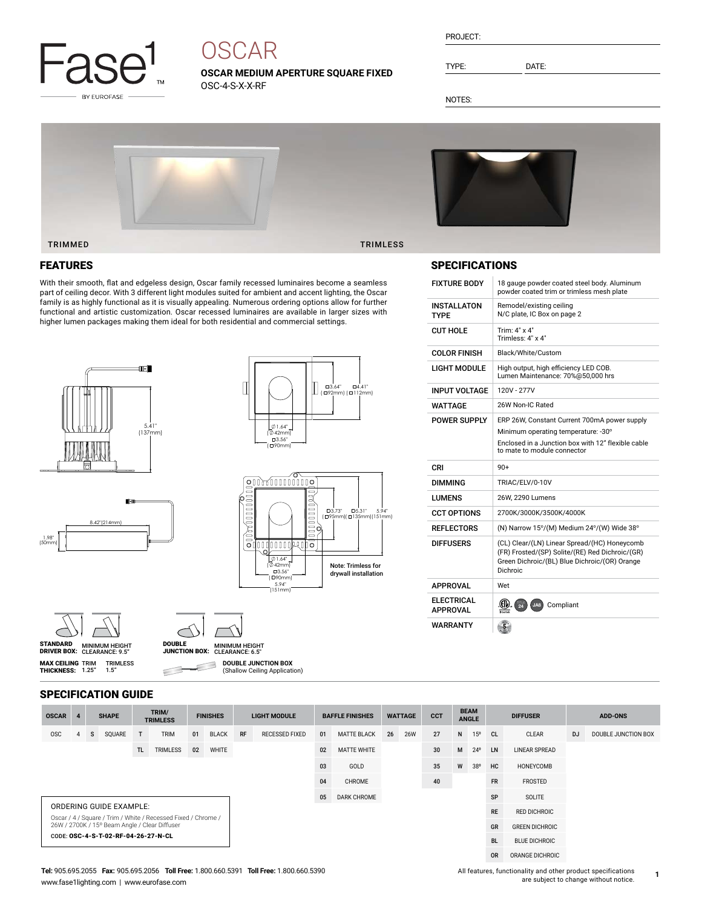Fase1 BY EUROFASE

# OSCAR

**OSCAR MEDIUM APERTURE SQUARE FIXED**
OSC-4-S-X-X-RF

PROJECT:

TYPE: DATE:

NOTES:

TRIMMED TRIMLESS

## FEATURES

With their smooth, flat and edgeless design, Oscar family recessed luminaires become a seamless part of ceiling decor. With 3 different light modules suited for ambient and accent lighting, the Oscar family is as highly functional as it is visually appealing. Numerous ordering options allow for further functional and artistic customization. Oscar recessed luminaires are available in larger sizes with higher lumen packages making them ideal for both residential and commercial settings.

5.41" (137mm)

8.42"(214mm)

1.98" (50mm)

□3.64" (□92mm) | □4.41" (□112mm)

Ø1.64" (Ø42mm)
□3.56" (□90mm)

□3.73" (□95mm) | □5.31" (□135mm) | 5.94" (151mm)

Ø1.64" (Ø42mm)
□3.56" (□90mm)
5.94" (151mm)

Note: Trimless for drywall installation

**STANDARD DRIVER BOX:** MINIMUM HEIGHT CLEARANCE: 9.5"

**MAX CEILING THICKNESS:** TRIM 1.25" TRIMLESS 1.5"

**DOUBLE JUNCTION BOX:** MINIMUM HEIGHT CLEARANCE: 6.5"

**DOUBLE JUNCTION BOX** (Shallow Ceiling Application)

## SPECIFICATIONS

| | |
|---|---|
| FIXTURE BODY | 18 gauge powder coated steel body. Aluminum powder coated trim or trimless mesh plate |
| INSTALLATON TYPE | Remodel/existing ceiling<br>N/C plate, IC Box on page 2 |
| CUT HOLE | Trim: 4" x 4"<br>Trimless: 4" x 4" |
| COLOR FINISH | Black/White/Custom |
| LIGHT MODULE | High output, high efficiency LED COB.<br>Lumen Maintenance: 70%@50,000 hrs |
| INPUT VOLTAGE | 120V - 277V |
| WATTAGE | 26W Non-IC Rated |
| POWER SUPPLY | ERP 26W, Constant Current 700mA power supply<br>Minimum operating temperature: -30°<br>Enclosed in a Junction box with 12" flexible cable to mate to module connector |
| CRI | 90+ |
| DIMMING | TRIAC/ELV/0-10V |
| LUMENS | 26W, 2290 Lumens |
| CCT OPTIONS | 2700K/3000K/3500K/4000K |
| REFLECTORS | (N) Narrow 15°/(M) Medium 24°/(W) Wide 38° |
| DIFFUSERS | (CL) Clear/(LN) Linear Spread/(HC) Honeycomb (FR) Frosted/(SP) Solite/(RE) Red Dichroic/(GR) Green Dichroic/(BL) Blue Dichroic/(OR) Orange Dichroic |
| APPROVAL | Wet |
| ELECTRICAL APPROVAL | Compliant |
| WARRANTY | |

## SPECIFICATION GUIDE

| OSCAR | 4 | SHAPE | | TRIM/ TRIMLESS | | FINISHES | | LIGHT MODULE | | BAFFLE FINISHES | | WATTAGE | | CCT | BEAM ANGLE | | DIFFUSER | | ADD-ONS | |
|---|---|---|---|---|---|---|---|---|---|---|---|---|---|---|---|---|---|---|---|---|
| OSC | 4 | S | SQUARE | T | TRIM | 01 | BLACK | RF | RECESSED FIXED | 01 | MATTE BLACK | 26 | 26W | 27 | N | 15º | CL | CLEAR | DJ | DOUBLE JUNCTION BOX |
| | | | | TL | TRIMLESS | 02 | WHITE | | | 02 | MATTE WHITE | | | 30 | M | 24º | LN | LINEAR SPREAD | | |
| | | | | | | | | | | 03 | GOLD | | | 35 | W | 38º | HC | HONEYCOMB | | |
| | | | | | | | | | | 04 | CHROME | | | 40 | | | FR | FROSTED | | |
| | | | | | | | | | | 05 | DARK CHROME | | | | | | SP | SOLITE | | |
| | | | | | | | | | | | | | | | | | RE | RED DICHROIC | | |
| | | | | | | | | | | | | | | | | | GR | GREEN DICHROIC | | |
| | | | | | | | | | | | | | | | | | BL | BLUE DICHROIC | | |
| | | | | | | | | | | | | | | | | | OR | ORANGE DICHROIC | | |

ORDERING GUIDE EXAMPLE:

Oscar / 4 / Square / Trim / White / Recessed Fixed / Chrome / 26W / 2700K / 15º Beam Angle / Clear Diffuser

CODE: **OSC-4-S-T-02-RF-04-26-27-N-CL**

**Tel:** 905.695.2055 **Fax:** 905.695.2056 **Toll Free:** 1.800.660.5391 **Toll Free:** 1.800.660.5390
www.fase1lighting.com | www.eurofase.com

All features, functionality and other product specifications are subject to change without notice.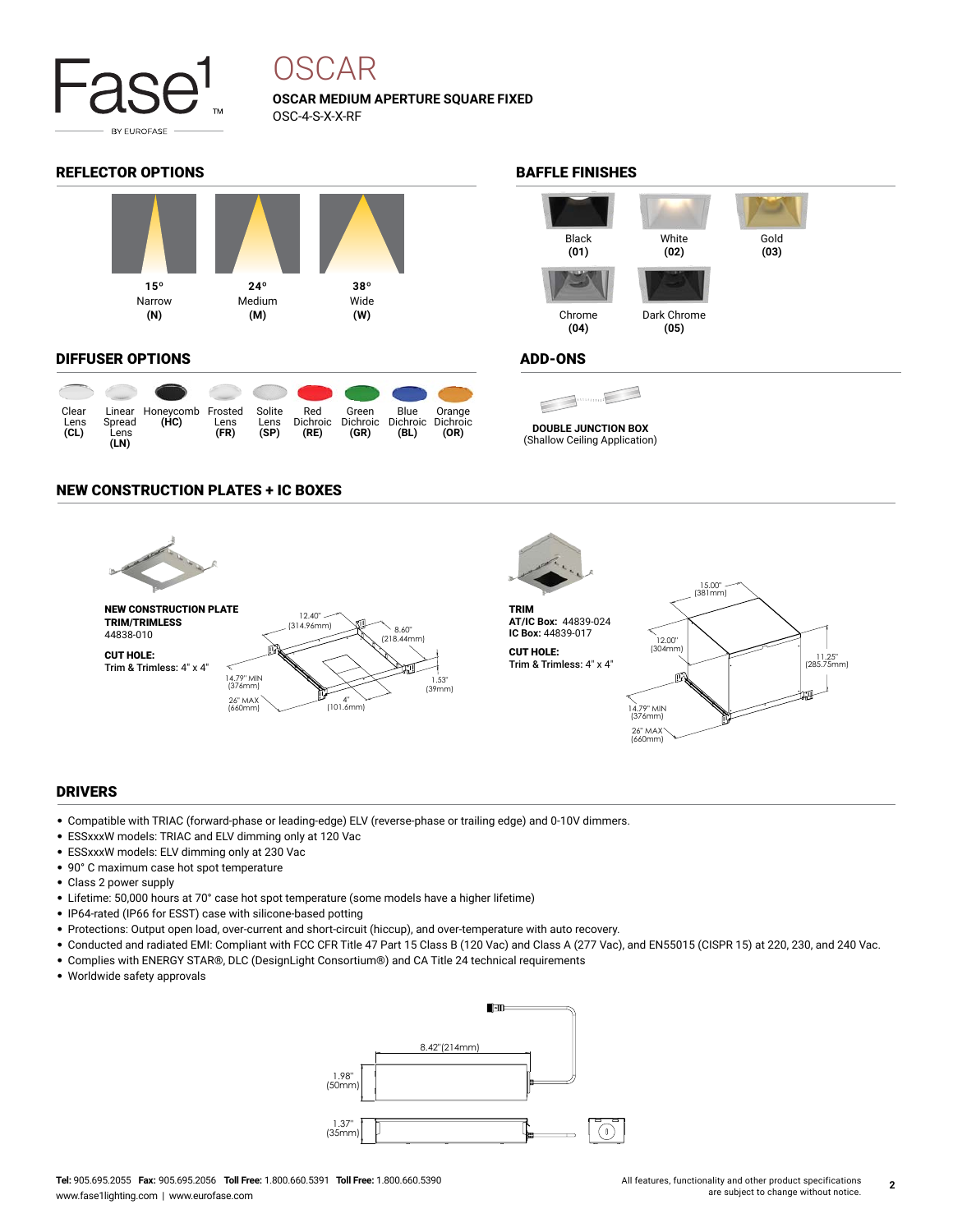# OSCAR

**OSCAR MEDIUM APERTURE SQUARE FIXED**

OSC-4-S-X-X-RF

## REFLECTOR OPTIONS

| 15° | 24° | 38° |
|---|---|---|
| Narrow | Medium | Wide |
| **(N)** | **(M)** | **(W)** |

## BAFFLE FINISHES

- Black **(01)**
- White **(02)**
- Gold **(03)**
- Chrome **(04)**
- Dark Chrome **(05)**

## DIFFUSER OPTIONS

| Clear Lens | Linear Spread Lens | Honeycomb | Frosted Lens | Solite Lens | Red Dichroic | Green Dichroic | Blue Dichroic | Orange Dichroic |
|---|---|---|---|---|---|---|---|---|
| **(CL)** | **(LN)** | **(HC)** | **(FR)** | **(SP)** | **(RE)** | **(GR)** | **(BL)** | **(OR)** |

## ADD-ONS

**DOUBLE JUNCTION BOX**
(Shallow Ceiling Application)

## NEW CONSTRUCTION PLATES + IC BOXES

**NEW CONSTRUCTION PLATE**
**TRIM/TRIMLESS**
44838-010

**CUT HOLE:**
Trim & Trimless: 4" x 4"

12.40" (314.96mm)
8.60" (218.44mm)
1.53" (39mm)
4" (101.6mm)
14.79" MIN (376mm)
26" MAX (660mm)

**TRIM**
**AT/IC Box:** 44839-024
**IC Box:** 44839-017

**CUT HOLE:**
Trim & Trimless: 4" x 4"

15.00" (381mm)
12.00" (304mm)
11.25" (285.75mm)
14.79" MIN (376mm)
26" MAX (660mm)

## DRIVERS

- Compatible with TRIAC (forward-phase or leading-edge) ELV (reverse-phase or trailing edge) and 0-10V dimmers.
- ESSxxxW models: TRIAC and ELV dimming only at 120 Vac
- ESSxxxW models: ELV dimming only at 230 Vac
- 90° C maximum case hot spot temperature
- Class 2 power supply
- Lifetime: 50,000 hours at 70° case hot spot temperature (some models have a higher lifetime)
- IP64-rated (IP66 for ESST) case with silicone-based potting
- Protections: Output open load, over-current and short-circuit (hiccup), and over-temperature with auto recovery.
- Conducted and radiated EMI: Compliant with FCC CFR Title 47 Part 15 Class B (120 Vac) and Class A (277 Vac), and EN55015 (CISPR 15) at 220, 230, and 240 Vac.
- Complies with ENERGY STAR®, DLC (DesignLight Consortium®) and CA Title 24 technical requirements
- Worldwide safety approvals

8.42"(214mm)
1.98" (50mm)
1.37" (35mm)

**Tel:** 905.695.2055 **Fax:** 905.695.2056 **Toll Free:** 1.800.660.5391 **Toll Free:** 1.800.660.5390
www.fase1lighting.com | www.eurofase.com

All features, functionality and other product specifications are subject to change without notice.